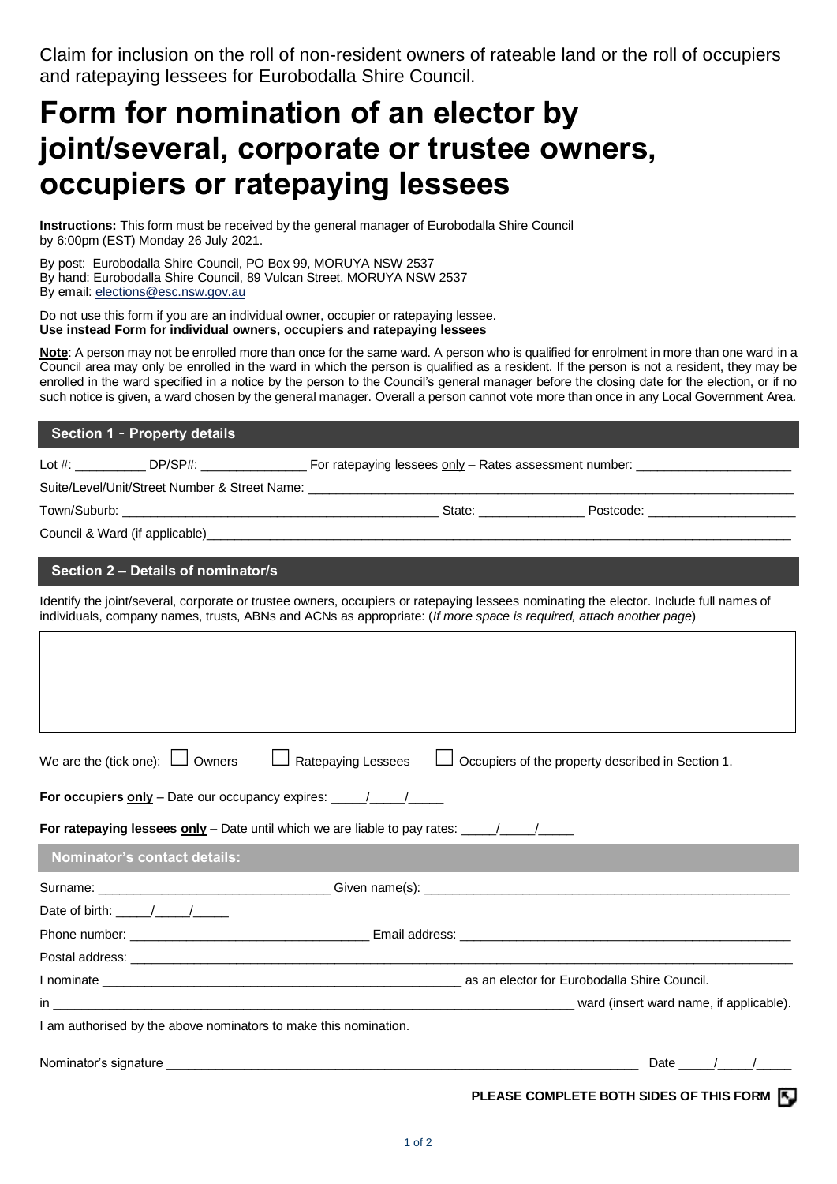Claim for inclusion on the roll of non-resident owners of rateable land or the roll of occupiers and ratepaying lessees for Eurobodalla Shire Council.

# Form for nomination of an elector by joint/several, corporate or trustee owners, occupiers or ratepaying lessees

**Instructions:** This form must be received by the general manager of Eurobodalla Shire Council by 6:00pm (EST) Monday 26 July 2021.

By post: Eurobodalla Shire Council, PO Box 99, MORUYA NSW 2537
By hand: Eurobodalla Shire Council, 89 Vulcan Street, MORUYA NSW 2537
By email: elections@esc.nsw.gov.au

Do not use this form if you are an individual owner, occupier or ratepaying lessee.
**Use instead Form for individual owners, occupiers and ratepaying lessees**

**Note**: A person may not be enrolled more than once for the same ward. A person who is qualified for enrolment in more than one ward in a Council area may only be enrolled in the ward in which the person is qualified as a resident. If the person is not a resident, they may be enrolled in the ward specified in a notice by the person to the Council's general manager before the closing date for the election, or if no such notice is given, a ward chosen by the general manager. Overall a person cannot vote more than once in any Local Government Area.

## Section 1 - Property details

Lot #: __________ DP/SP#: _______________ For ratepaying lessees only – Rates assessment number: ______________________

Suite/Level/Unit/Street Number & Street Name: ______________________________________________________________

Town/Suburb: ______________________________________________ State: _______________ Postcode: _____________________

Council & Ward (if applicable)______________________________________________________________________________

## Section 2 – Details of nominator/s

Identify the joint/several, corporate or trustee owners, occupiers or ratepaying lessees nominating the elector. Include full names of individuals, company names, trusts, ABNs and ACNs as appropriate: (*If more space is required, attach another page*)

We are the (tick one): ☐ Owners ☐ Ratepaying Lessees ☐ Occupiers of the property described in Section 1.

**For occupiers only** – Date our occupancy expires: _____/_____/_____

**For ratepaying lessees only** – Date until which we are liable to pay rates: _____/_____/_____

### Nominator's contact details:

Surname: ________________________________ Given name(s): ______________________________________________________

Date of birth: _____/_____/_____

Phone number: _________________________________ Email address: __________________________________________________

Postal address: ___________________________________________________________________________________________

I nominate _____________________________________________________ as an elector for Eurobodalla Shire Council.

in ______________________________________________________________________________ ward (insert ward name, if applicable).

I am authorised by the above nominators to make this nomination.

Nominator's signature _____________________________________________________________________ Date _____/_____/_____

**PLEASE COMPLETE BOTH SIDES OF THIS FORM**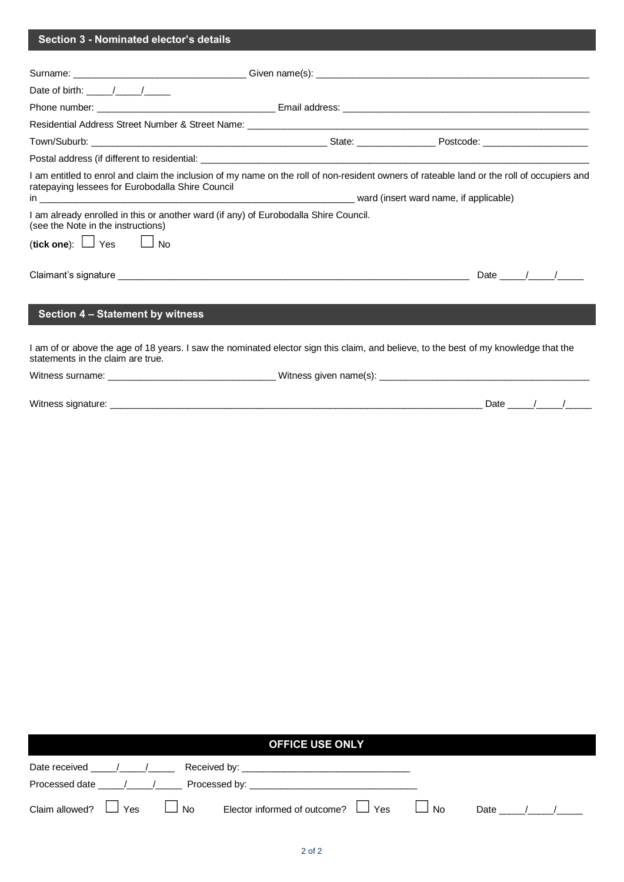## Section 3 - Nominated elector's details

Surname: ________________________________ Given name(s): ______________________________________________________

Date of birth: _____/_____/_____

Phone number: ________________________________ Email address: ______________________________________________

Residential Address Street Number & Street Name: _______________________________________________________________

Town/Suburb: ____________________________________________ State: ______________ Postcode: ___________________

Postal address (if different to residential: ___________________________________________________________________

I am entitled to enrol and claim the inclusion of my name on the roll of non-resident owners of rateable land or the roll of occupiers and ratepaying lessees for Eurobodalla Shire Council in _____________________________________________________________ ward (insert ward name, if applicable)

I am already enrolled in this or another ward (if any) of Eurobodalla Shire Council.
(see the Note in the instructions)

(**tick one**): ☐ Yes ☐ No

Claimant's signature ____________________________________________________________________ Date _____/_____/_____

## Section 4 – Statement by witness

I am of or above the age of 18 years. I saw the nominated elector sign this claim, and believe, to the best of my knowledge that the statements in the claim are true.

Witness surname: _______________________________ Witness given name(s): ________________________________________

Witness signature: ________________________________________________________________________ Date _____/_____/_____

## OFFICE USE ONLY

Date received _____/_____/_____ Received by: _______________________________

Processed date _____/_____/_____ Processed by: _______________________________

Claim allowed? ☐ Yes ☐ No Elector informed of outcome? ☐ Yes ☐ No Date _____/_____/_____